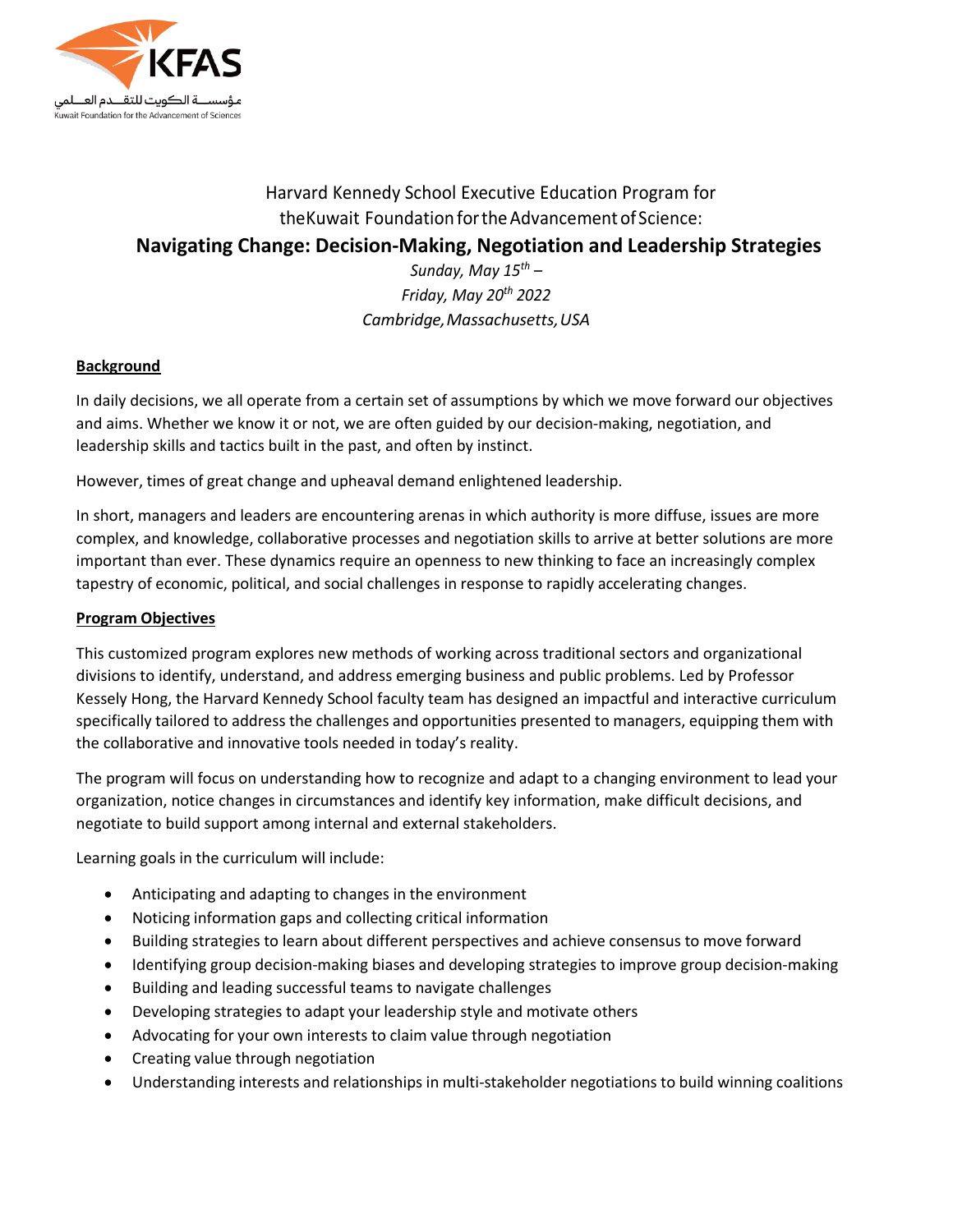Harvard Kennedy School Executive Education Program for
the Kuwait Foundation for the Advancement of Science:

# Navigating Change: Decision-Making, Negotiation and Leadership Strategies

*Sunday, May 15th –*
*Friday, May 20th 2022*
*Cambridge, Massachusetts, USA*

## Background

In daily decisions, we all operate from a certain set of assumptions by which we move forward our objectives and aims. Whether we know it or not, we are often guided by our decision-making, negotiation, and leadership skills and tactics built in the past, and often by instinct.

However, times of great change and upheaval demand enlightened leadership.

In short, managers and leaders are encountering arenas in which authority is more diffuse, issues are more complex, and knowledge, collaborative processes and negotiation skills to arrive at better solutions are more important than ever. These dynamics require an openness to new thinking to face an increasingly complex tapestry of economic, political, and social challenges in response to rapidly accelerating changes.

## Program Objectives

This customized program explores new methods of working across traditional sectors and organizational divisions to identify, understand, and address emerging business and public problems. Led by Professor Kessely Hong, the Harvard Kennedy School faculty team has designed an impactful and interactive curriculum specifically tailored to address the challenges and opportunities presented to managers, equipping them with the collaborative and innovative tools needed in today's reality.

The program will focus on understanding how to recognize and adapt to a changing environment to lead your organization, notice changes in circumstances and identify key information, make difficult decisions, and negotiate to build support among internal and external stakeholders.

Learning goals in the curriculum will include:

- Anticipating and adapting to changes in the environment
- Noticing information gaps and collecting critical information
- Building strategies to learn about different perspectives and achieve consensus to move forward
- Identifying group decision-making biases and developing strategies to improve group decision-making
- Building and leading successful teams to navigate challenges
- Developing strategies to adapt your leadership style and motivate others
- Advocating for your own interests to claim value through negotiation
- Creating value through negotiation
- Understanding interests and relationships in multi-stakeholder negotiations to build winning coalitions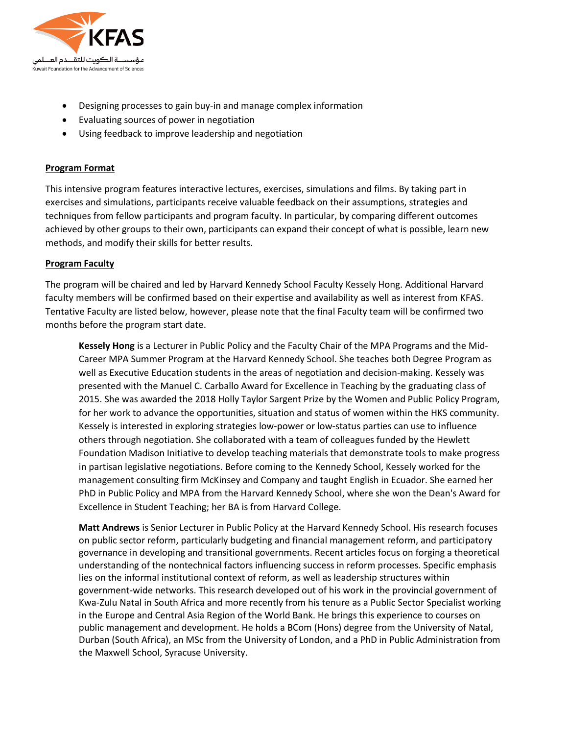- Designing processes to gain buy-in and manage complex information
- Evaluating sources of power in negotiation
- Using feedback to improve leadership and negotiation

**Program Format**

This intensive program features interactive lectures, exercises, simulations and films. By taking part in exercises and simulations, participants receive valuable feedback on their assumptions, strategies and techniques from fellow participants and program faculty. In particular, by comparing different outcomes achieved by other groups to their own, participants can expand their concept of what is possible, learn new methods, and modify their skills for better results.

**Program Faculty**

The program will be chaired and led by Harvard Kennedy School Faculty Kessely Hong. Additional Harvard faculty members will be confirmed based on their expertise and availability as well as interest from KFAS. Tentative Faculty are listed below, however, please note that the final Faculty team will be confirmed two months before the program start date.

**Kessely Hong** is a Lecturer in Public Policy and the Faculty Chair of the MPA Programs and the Mid-Career MPA Summer Program at the Harvard Kennedy School. She teaches both Degree Program as well as Executive Education students in the areas of negotiation and decision-making. Kessely was presented with the Manuel C. Carballo Award for Excellence in Teaching by the graduating class of 2015. She was awarded the 2018 Holly Taylor Sargent Prize by the Women and Public Policy Program, for her work to advance the opportunities, situation and status of women within the HKS community. Kessely is interested in exploring strategies low-power or low-status parties can use to influence others through negotiation. She collaborated with a team of colleagues funded by the Hewlett Foundation Madison Initiative to develop teaching materials that demonstrate tools to make progress in partisan legislative negotiations. Before coming to the Kennedy School, Kessely worked for the management consulting firm McKinsey and Company and taught English in Ecuador. She earned her PhD in Public Policy and MPA from the Harvard Kennedy School, where she won the Dean's Award for Excellence in Student Teaching; her BA is from Harvard College.

**Matt Andrews** is Senior Lecturer in Public Policy at the Harvard Kennedy School. His research focuses on public sector reform, particularly budgeting and financial management reform, and participatory governance in developing and transitional governments. Recent articles focus on forging a theoretical understanding of the nontechnical factors influencing success in reform processes. Specific emphasis lies on the informal institutional context of reform, as well as leadership structures within government-wide networks. This research developed out of his work in the provincial government of Kwa-Zulu Natal in South Africa and more recently from his tenure as a Public Sector Specialist working in the Europe and Central Asia Region of the World Bank. He brings this experience to courses on public management and development. He holds a BCom (Hons) degree from the University of Natal, Durban (South Africa), an MSc from the University of London, and a PhD in Public Administration from the Maxwell School, Syracuse University.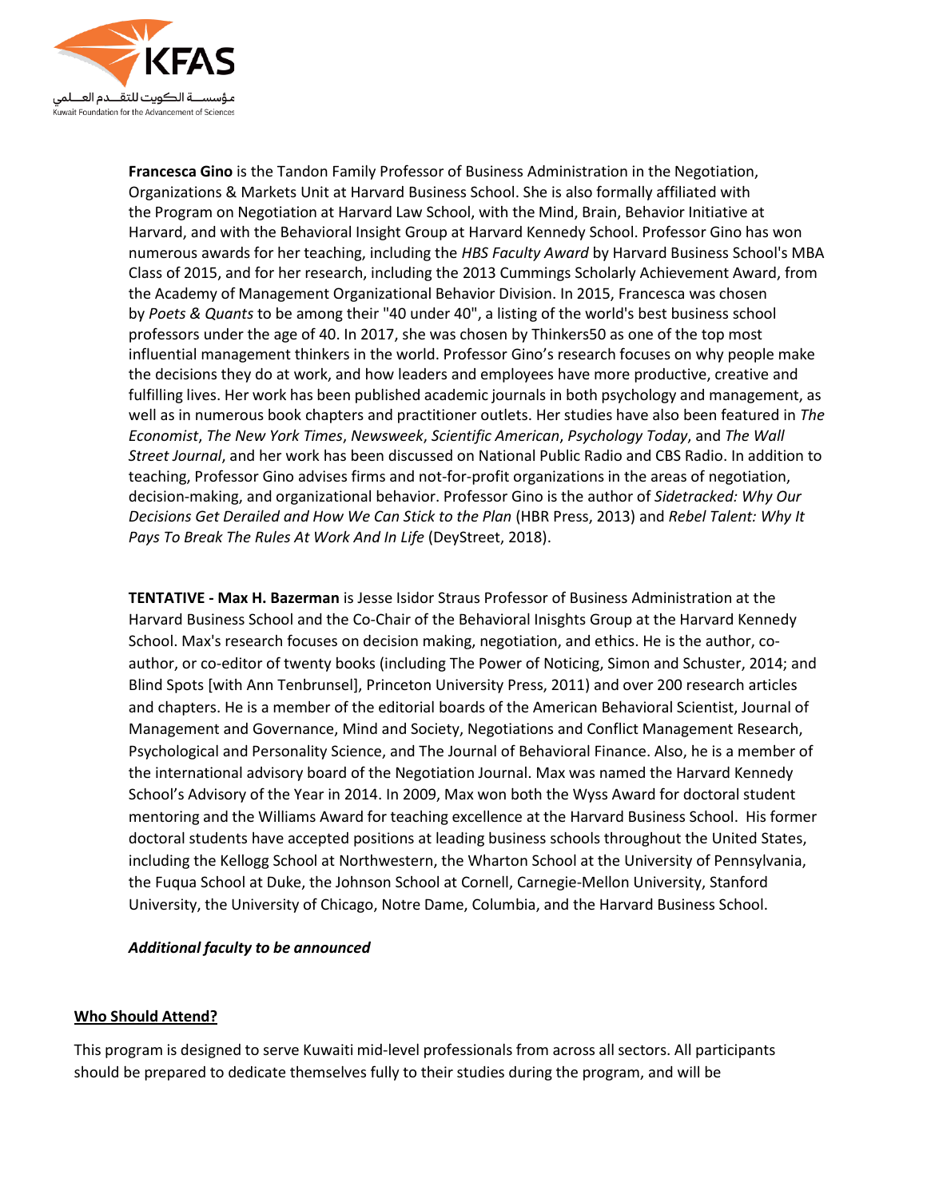**Francesca Gino** is the Tandon Family Professor of Business Administration in the Negotiation, Organizations & Markets Unit at Harvard Business School. She is also formally affiliated with the Program on Negotiation at Harvard Law School, with the Mind, Brain, Behavior Initiative at Harvard, and with the Behavioral Insight Group at Harvard Kennedy School. Professor Gino has won numerous awards for her teaching, including the *HBS Faculty Award* by Harvard Business School's MBA Class of 2015, and for her research, including the 2013 Cummings Scholarly Achievement Award, from the Academy of Management Organizational Behavior Division. In 2015, Francesca was chosen by *Poets & Quants* to be among their "40 under 40", a listing of the world's best business school professors under the age of 40. In 2017, she was chosen by Thinkers50 as one of the top most influential management thinkers in the world. Professor Gino's research focuses on why people make the decisions they do at work, and how leaders and employees have more productive, creative and fulfilling lives. Her work has been published academic journals in both psychology and management, as well as in numerous book chapters and practitioner outlets. Her studies have also been featured in *The Economist*, *The New York Times*, *Newsweek*, *Scientific American*, *Psychology Today*, and *The Wall Street Journal*, and her work has been discussed on National Public Radio and CBS Radio. In addition to teaching, Professor Gino advises firms and not-for-profit organizations in the areas of negotiation, decision-making, and organizational behavior. Professor Gino is the author of *Sidetracked: Why Our Decisions Get Derailed and How We Can Stick to the Plan* (HBR Press, 2013) and *Rebel Talent: Why It Pays To Break The Rules At Work And In Life* (DeyStreet, 2018).

**TENTATIVE - Max H. Bazerman** is Jesse Isidor Straus Professor of Business Administration at the Harvard Business School and the Co-Chair of the Behavioral Inisghts Group at the Harvard Kennedy School. Max's research focuses on decision making, negotiation, and ethics. He is the author, co-author, or co-editor of twenty books (including The Power of Noticing, Simon and Schuster, 2014; and Blind Spots [with Ann Tenbrunsel], Princeton University Press, 2011) and over 200 research articles and chapters. He is a member of the editorial boards of the American Behavioral Scientist, Journal of Management and Governance, Mind and Society, Negotiations and Conflict Management Research, Psychological and Personality Science, and The Journal of Behavioral Finance. Also, he is a member of the international advisory board of the Negotiation Journal. Max was named the Harvard Kennedy School's Advisory of the Year in 2014. In 2009, Max won both the Wyss Award for doctoral student mentoring and the Williams Award for teaching excellence at the Harvard Business School. His former doctoral students have accepted positions at leading business schools throughout the United States, including the Kellogg School at Northwestern, the Wharton School at the University of Pennsylvania, the Fuqua School at Duke, the Johnson School at Cornell, Carnegie-Mellon University, Stanford University, the University of Chicago, Notre Dame, Columbia, and the Harvard Business School.

***Additional faculty to be announced***

## Who Should Attend?

This program is designed to serve Kuwaiti mid-level professionals from across all sectors. All participants should be prepared to dedicate themselves fully to their studies during the program, and will be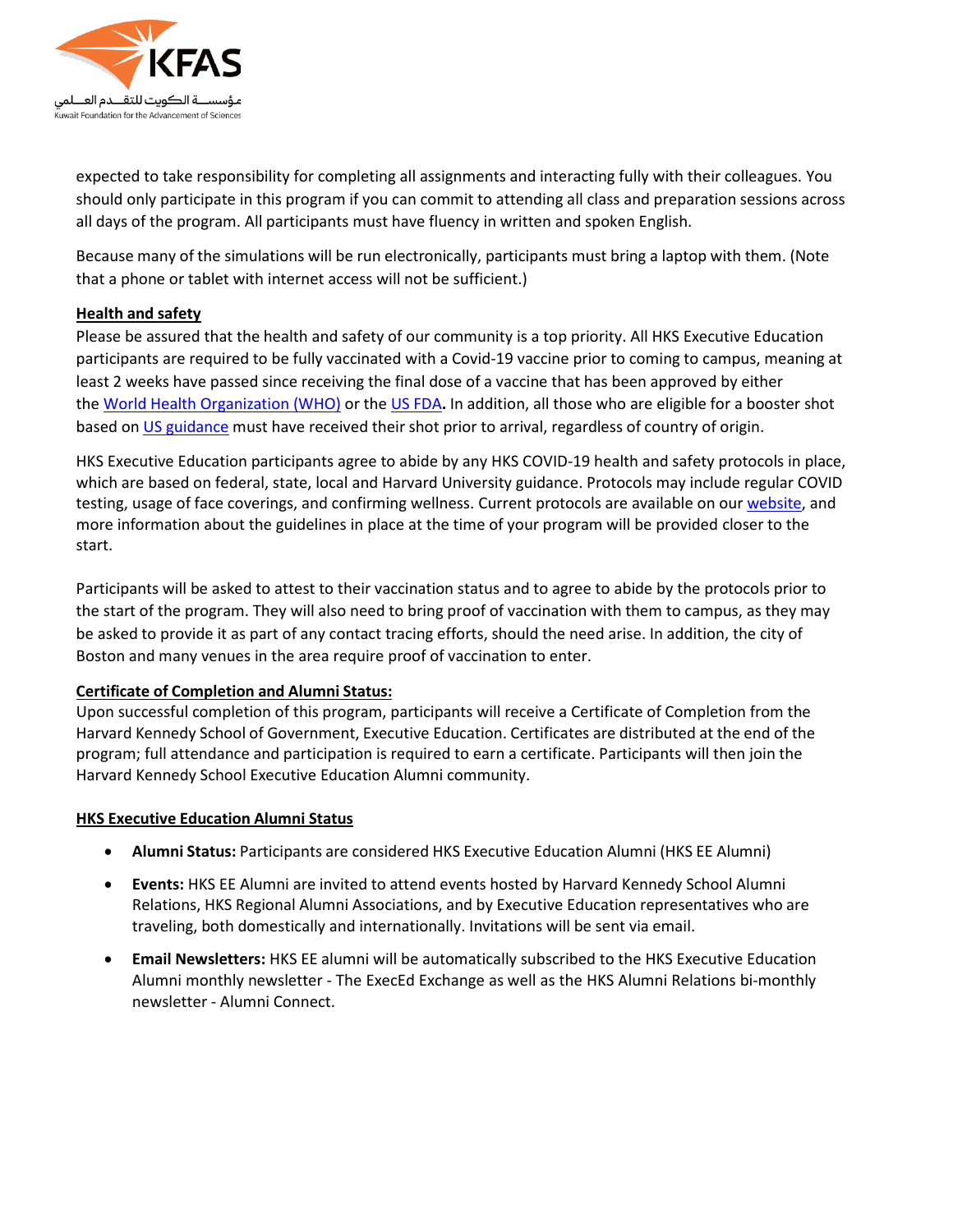expected to take responsibility for completing all assignments and interacting fully with their colleagues. You should only participate in this program if you can commit to attending all class and preparation sessions across all days of the program. All participants must have fluency in written and spoken English.

Because many of the simulations will be run electronically, participants must bring a laptop with them. (Note that a phone or tablet with internet access will not be sufficient.)

**Health and safety**

Please be assured that the health and safety of our community is a top priority. All HKS Executive Education participants are required to be fully vaccinated with a Covid-19 vaccine prior to coming to campus, meaning at least 2 weeks have passed since receiving the final dose of a vaccine that has been approved by either the World Health Organization (WHO) or the US FDA**.** In addition, all those who are eligible for a booster shot based on US guidance must have received their shot prior to arrival, regardless of country of origin.

HKS Executive Education participants agree to abide by any HKS COVID-19 health and safety protocols in place, which are based on federal, state, local and Harvard University guidance. Protocols may include regular COVID testing, usage of face coverings, and confirming wellness. Current protocols are available on our website, and more information about the guidelines in place at the time of your program will be provided closer to the start.

Participants will be asked to attest to their vaccination status and to agree to abide by the protocols prior to the start of the program. They will also need to bring proof of vaccination with them to campus, as they may be asked to provide it as part of any contact tracing efforts, should the need arise. In addition, the city of Boston and many venues in the area require proof of vaccination to enter.

**Certificate of Completion and Alumni Status:**

Upon successful completion of this program, participants will receive a Certificate of Completion from the Harvard Kennedy School of Government, Executive Education. Certificates are distributed at the end of the program; full attendance and participation is required to earn a certificate. Participants will then join the Harvard Kennedy School Executive Education Alumni community.

**HKS Executive Education Alumni Status**

- **Alumni Status:** Participants are considered HKS Executive Education Alumni (HKS EE Alumni)
- **Events:** HKS EE Alumni are invited to attend events hosted by Harvard Kennedy School Alumni Relations, HKS Regional Alumni Associations, and by Executive Education representatives who are traveling, both domestically and internationally. Invitations will be sent via email.
- **Email Newsletters:** HKS EE alumni will be automatically subscribed to the HKS Executive Education Alumni monthly newsletter - The ExecEd Exchange as well as the HKS Alumni Relations bi-monthly newsletter - Alumni Connect.